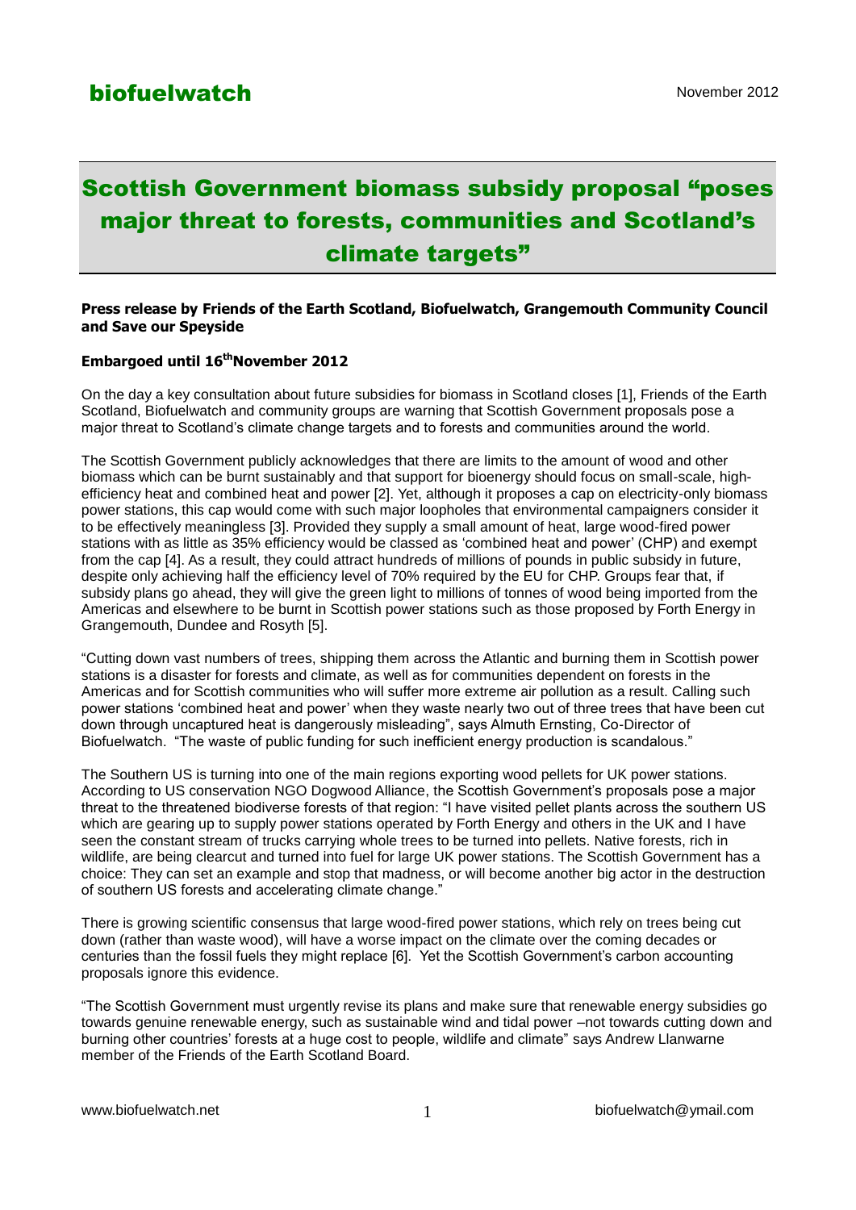biofuelwatch

November 2012

# Scottish Government biomass subsidy proposal "poses major threat to forests, communities and Scotland's climate targets"

**Press release by Friends of the Earth Scotland, Biofuelwatch, Grangemouth Community Council and Save our Speyside**

**Embargoed until 16th November 2012**

On the day a key consultation about future subsidies for biomass in Scotland closes [1], Friends of the Earth Scotland, Biofuelwatch and community groups are warning that Scottish Government proposals pose a major threat to Scotland's climate change targets and to forests and communities around the world.

The Scottish Government publicly acknowledges that there are limits to the amount of wood and other biomass which can be burnt sustainably and that support for bioenergy should focus on small-scale, high-efficiency heat and combined heat and power [2]. Yet, although it proposes a cap on electricity-only biomass power stations, this cap would come with such major loopholes that environmental campaigners consider it to be effectively meaningless [3]. Provided they supply a small amount of heat, large wood-fired power stations with as little as 35% efficiency would be classed as 'combined heat and power' (CHP) and exempt from the cap [4]. As a result, they could attract hundreds of millions of pounds in public subsidy in future, despite only achieving half the efficiency level of 70% required by the EU for CHP. Groups fear that, if subsidy plans go ahead, they will give the green light to millions of tonnes of wood being imported from the Americas and elsewhere to be burnt in Scottish power stations such as those proposed by Forth Energy in Grangemouth, Dundee and Rosyth [5].

"Cutting down vast numbers of trees, shipping them across the Atlantic and burning them in Scottish power stations is a disaster for forests and climate, as well as for communities dependent on forests in the Americas and for Scottish communities who will suffer more extreme air pollution as a result. Calling such power stations 'combined heat and power' when they waste nearly two out of three trees that have been cut down through uncaptured heat is dangerously misleading", says Almuth Ernsting, Co-Director of Biofuelwatch. "The waste of public funding for such inefficient energy production is scandalous."

The Southern US is turning into one of the main regions exporting wood pellets for UK power stations. According to US conservation NGO Dogwood Alliance, the Scottish Government's proposals pose a major threat to the threatened biodiverse forests of that region: "I have visited pellet plants across the southern US which are gearing up to supply power stations operated by Forth Energy and others in the UK and I have seen the constant stream of trucks carrying whole trees to be turned into pellets. Native forests, rich in wildlife, are being clearcut and turned into fuel for large UK power stations. The Scottish Government has a choice: They can set an example and stop that madness, or will become another big actor in the destruction of southern US forests and accelerating climate change."

There is growing scientific consensus that large wood-fired power stations, which rely on trees being cut down (rather than waste wood), will have a worse impact on the climate over the coming decades or centuries than the fossil fuels they might replace [6]. Yet the Scottish Government's carbon accounting proposals ignore this evidence.

"The Scottish Government must urgently revise its plans and make sure that renewable energy subsidies go towards genuine renewable energy, such as sustainable wind and tidal power –not towards cutting down and burning other countries' forests at a huge cost to people, wildlife and climate" says Andrew Llanwarne member of the Friends of the Earth Scotland Board.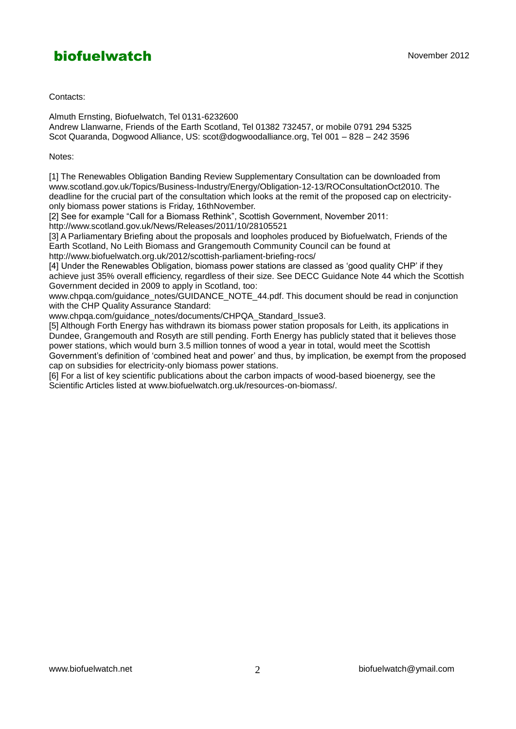Contacts:

Almuth Ernsting, Biofuelwatch, Tel 0131-6232600
Andrew Llanwarne, Friends of the Earth Scotland, Tel 01382 732457, or mobile 0791 294 5325
Scot Quaranda, Dogwood Alliance, US: scot@dogwoodalliance.org, Tel 001 – 828 – 242 3596

Notes:

[1] The Renewables Obligation Banding Review Supplementary Consultation can be downloaded from www.scotland.gov.uk/Topics/Business-Industry/Energy/Obligation-12-13/ROConsultationOct2010. The deadline for the crucial part of the consultation which looks at the remit of the proposed cap on electricity-only biomass power stations is Friday, 16thNovember.
[2] See for example "Call for a Biomass Rethink", Scottish Government, November 2011: http://www.scotland.gov.uk/News/Releases/2011/10/28105521
[3] A Parliamentary Briefing about the proposals and loopholes produced by Biofuelwatch, Friends of the Earth Scotland, No Leith Biomass and Grangemouth Community Council can be found at http://www.biofuelwatch.org.uk/2012/scottish-parliament-briefing-rocs/
[4] Under the Renewables Obligation, biomass power stations are classed as 'good quality CHP' if they achieve just 35% overall efficiency, regardless of their size. See DECC Guidance Note 44 which the Scottish Government decided in 2009 to apply in Scotland, too: www.chpqa.com/guidance_notes/GUIDANCE_NOTE_44.pdf. This document should be read in conjunction with the CHP Quality Assurance Standard: www.chpqa.com/guidance_notes/documents/CHPQA_Standard_Issue3.
[5] Although Forth Energy has withdrawn its biomass power station proposals for Leith, its applications in Dundee, Grangemouth and Rosyth are still pending. Forth Energy has publicly stated that it believes those power stations, which would burn 3.5 million tonnes of wood a year in total, would meet the Scottish Government's definition of 'combined heat and power' and thus, by implication, be exempt from the proposed cap on subsidies for electricity-only biomass power stations.
[6] For a list of key scientific publications about the carbon impacts of wood-based bioenergy, see the Scientific Articles listed at www.biofuelwatch.org.uk/resources-on-biomass/.